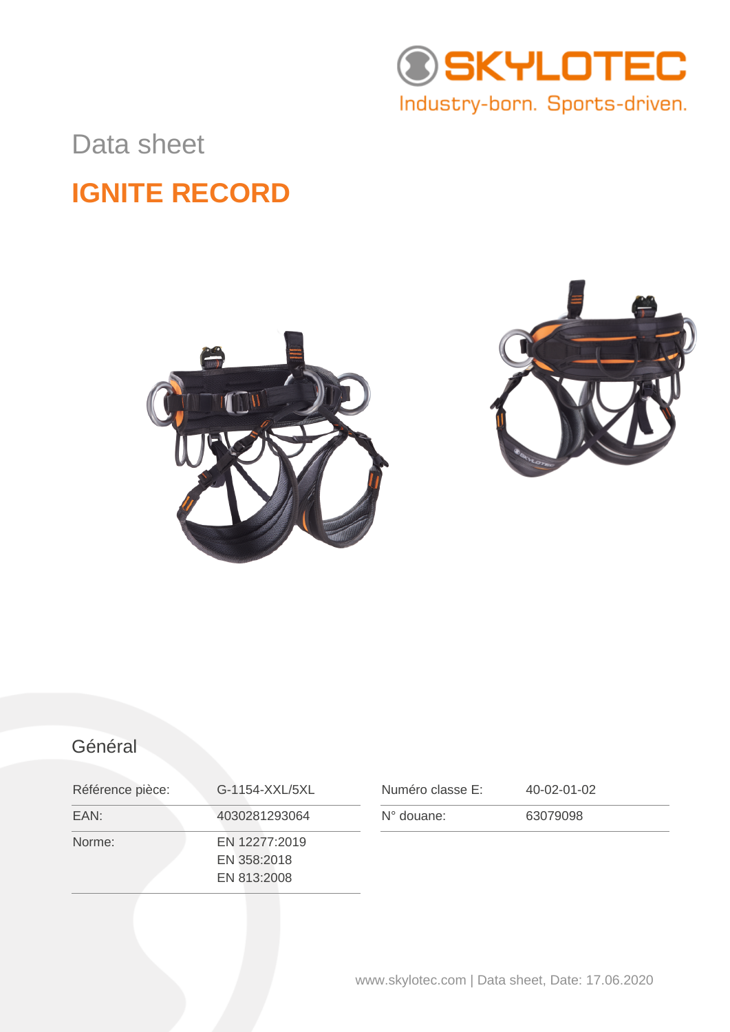SKYLOTEC
Industry-born. Sports-driven.

Data sheet

# IGNITE RECORD

## Général

| Référence pièce: | G-1154-XXL/5XL |
|---|---|
| EAN: | 4030281293064 |
| Norme: | EN 12277:2019<br>EN 358:2018<br>EN 813:2008 |

| Numéro classe E: | 40-02-01-02 |
|---|---|
| N° douane: | 63079098 |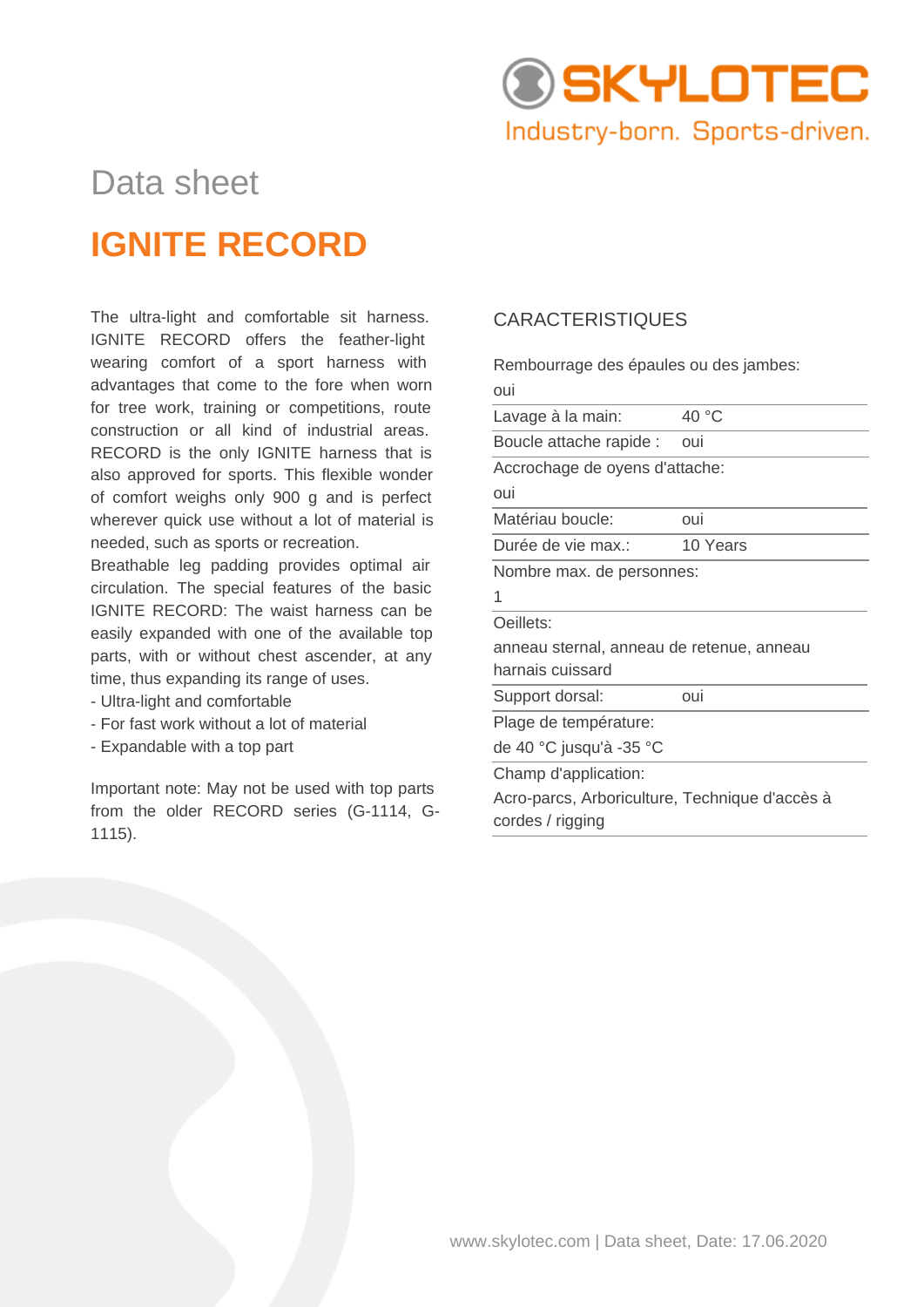# Data sheet

# IGNITE RECORD

The ultra-light and comfortable sit harness. IGNITE RECORD offers the feather-light wearing comfort of a sport harness with advantages that come to the fore when worn for tree work, training or competitions, route construction or all kind of industrial areas. RECORD is the only IGNITE harness that is also approved for sports. This flexible wonder of comfort weighs only 900 g and is perfect wherever quick use without a lot of material is needed, such as sports or recreation.

Breathable leg padding provides optimal air circulation. The special features of the basic IGNITE RECORD: The waist harness can be easily expanded with one of the available top parts, with or without chest ascender, at any time, thus expanding its range of uses.

- Ultra-light and comfortable
- For fast work without a lot of material
- Expandable with a top part

Important note: May not be used with top parts from the older RECORD series (G-1114, G-1115).

## CARACTERISTIQUES

Rembourrage des épaules ou des jambes:
oui

| | |
|---|---|
| Lavage à la main: | 40 °C |
| Boucle attache rapide : | oui |

Accrochage de oyens d'attache:
oui

| | |
|---|---|
| Matériau boucle: | oui |
| Durée de vie max.: | 10 Years |

Nombre max. de personnes:
1

Oeillets:
anneau sternal, anneau de retenue, anneau harnais cuissard

| | |
|---|---|
| Support dorsal: | oui |

Plage de température:
de 40 °C jusqu'à -35 °C

Champ d'application:
Acro-parcs, Arboriculture, Technique d'accès à cordes / rigging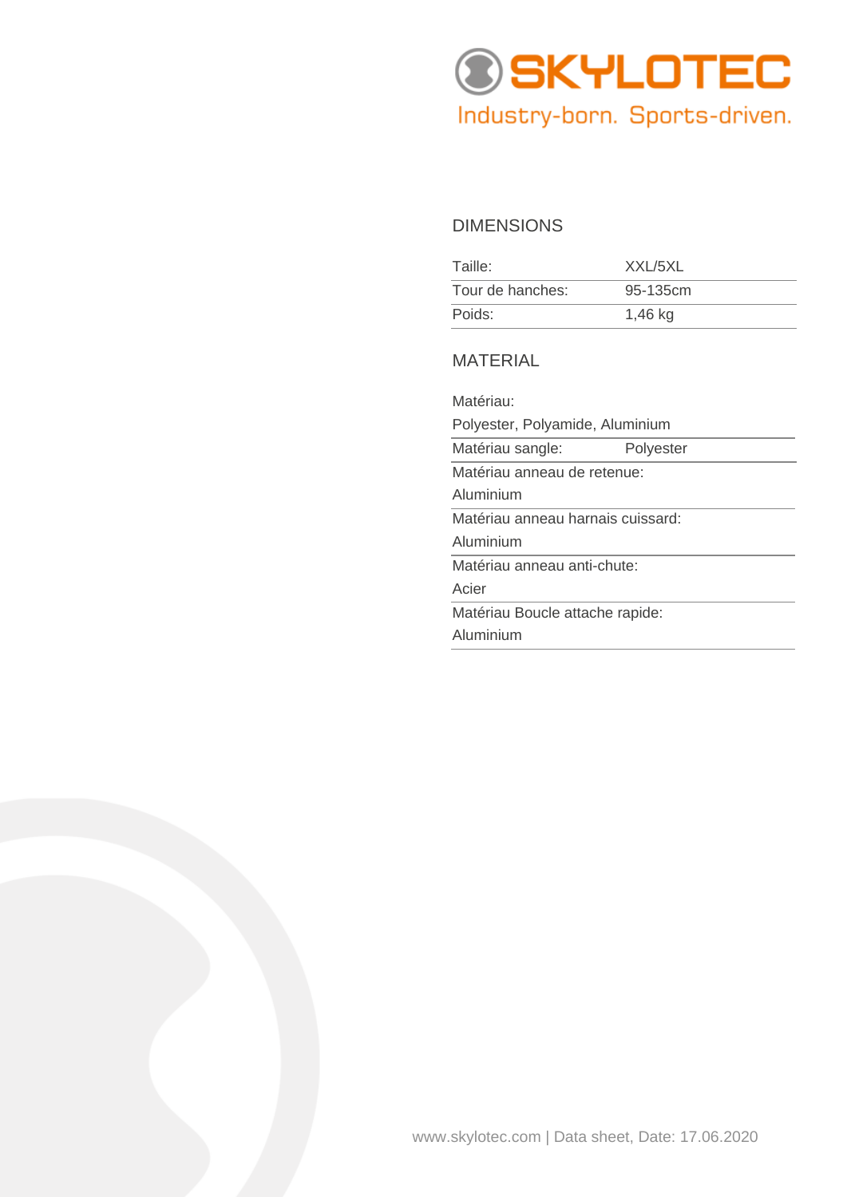## DIMENSIONS

| | |
|---|---|
| Taille: | XXL/5XL |
| Tour de hanches: | 95-135cm |
| Poids: | 1,46 kg |

## MATERIAL

Matériau:
Polyester, Polyamide, Aluminium

| | |
|---|---|
| Matériau sangle: | Polyester |

Matériau anneau de retenue:
Aluminium

Matériau anneau harnais cuissard:
Aluminium

Matériau anneau anti-chute:
Acier

Matériau Boucle attache rapide:
Aluminium